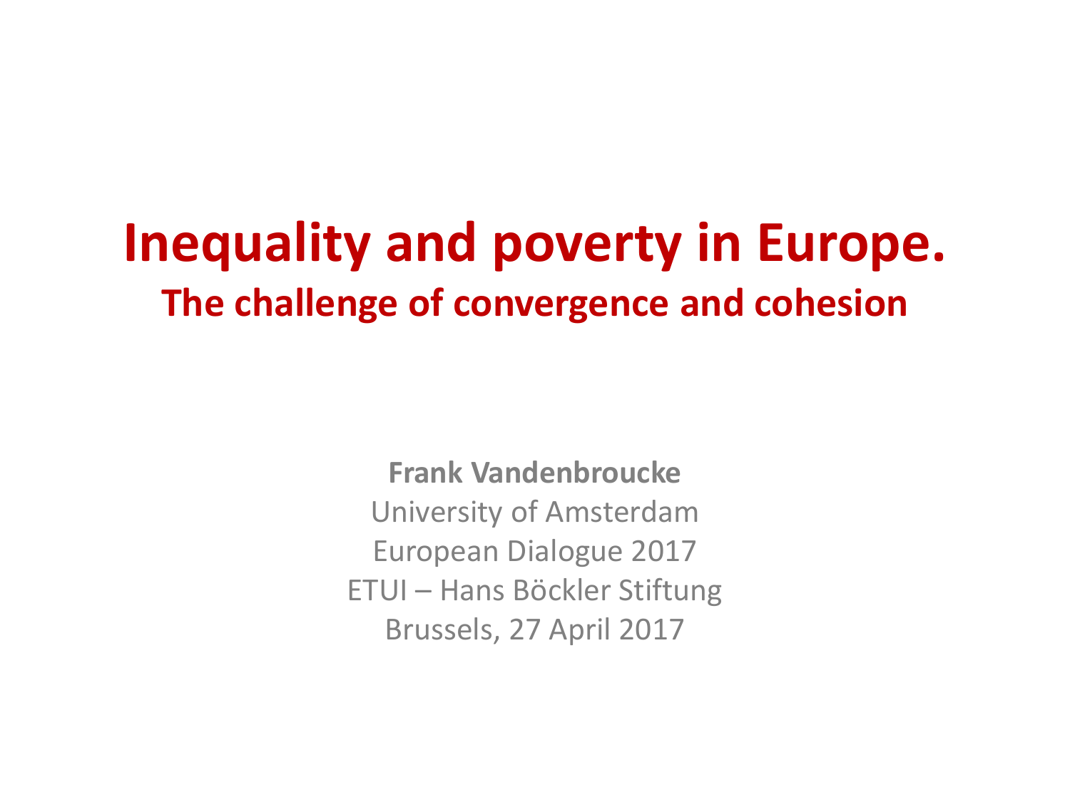# Inequality and poverty in Europe.

## The challenge of convergence and cohesion

**Frank Vandenbroucke**
University of Amsterdam
European Dialogue 2017
ETUI – Hans Böckler Stiftung
Brussels, 27 April 2017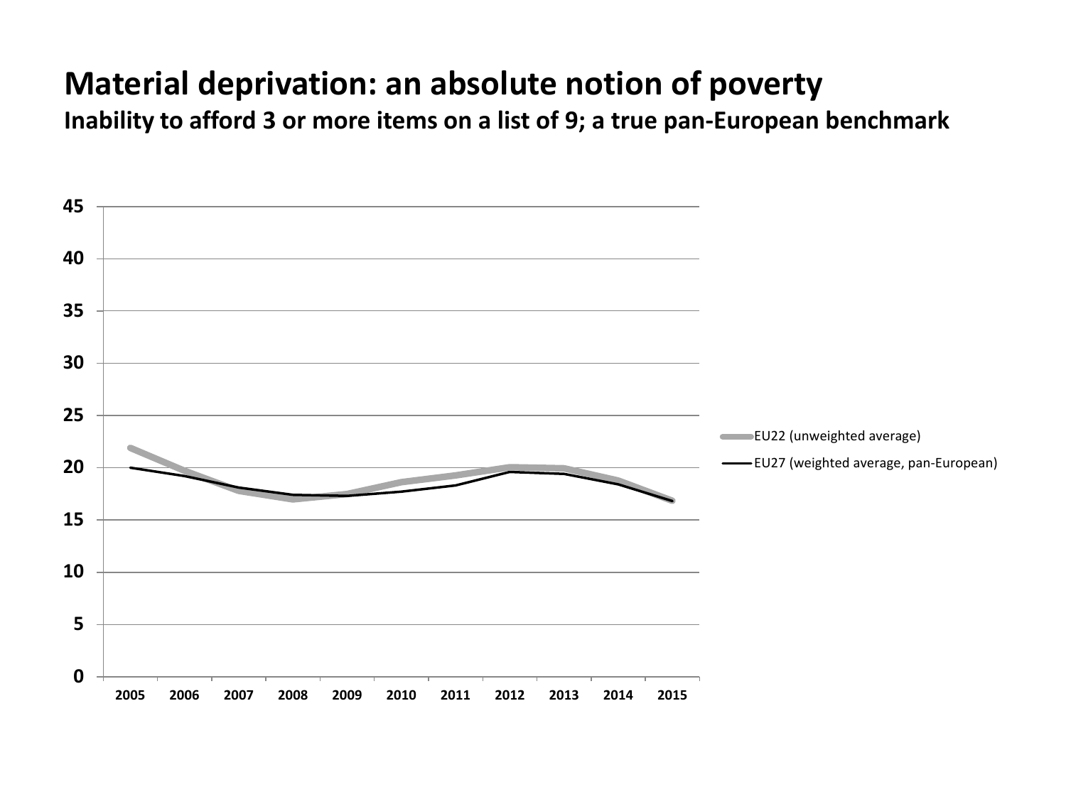# Material deprivation: an absolute notion of poverty

**Inability to afford 3 or more items on a list of 9; a true pan-European benchmark**

45
40
35
30
25
20
15
10
5
0

2005 2006 2007 2008 2009 2010 2011 2012 2013 2014 2015

EU22 (unweighted average)

EU27 (weighted average, pan-European)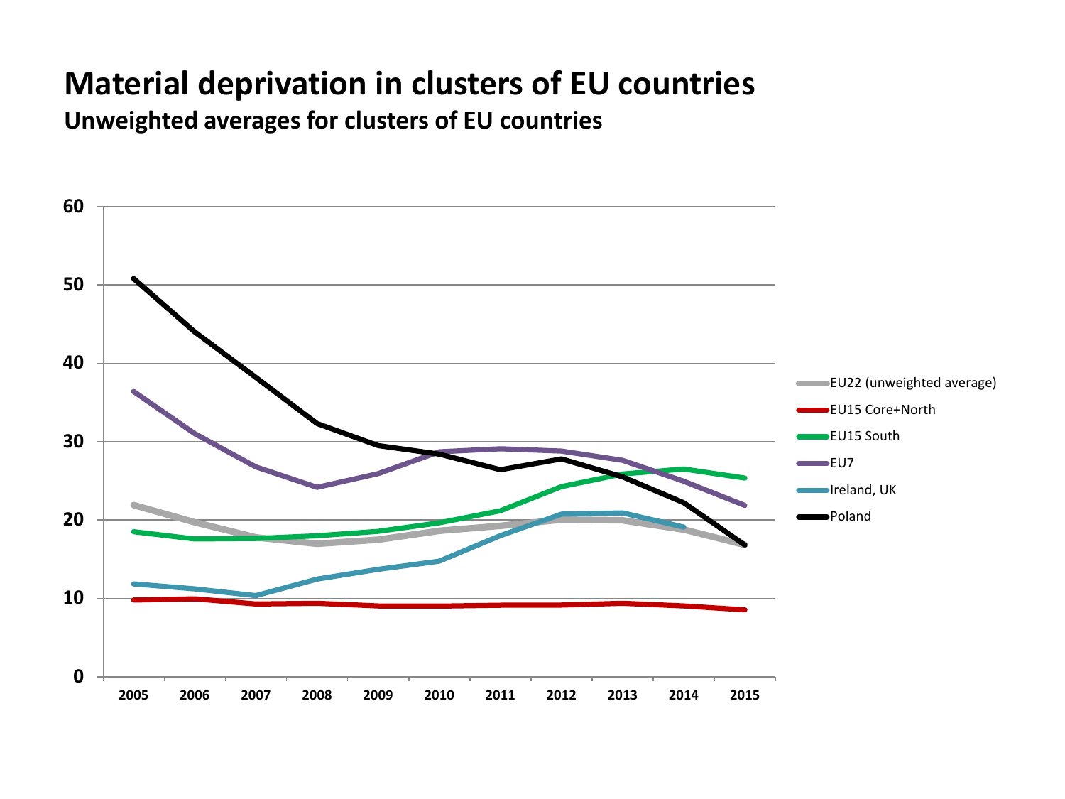# Material deprivation in clusters of EU countries

**Unweighted averages for clusters of EU countries**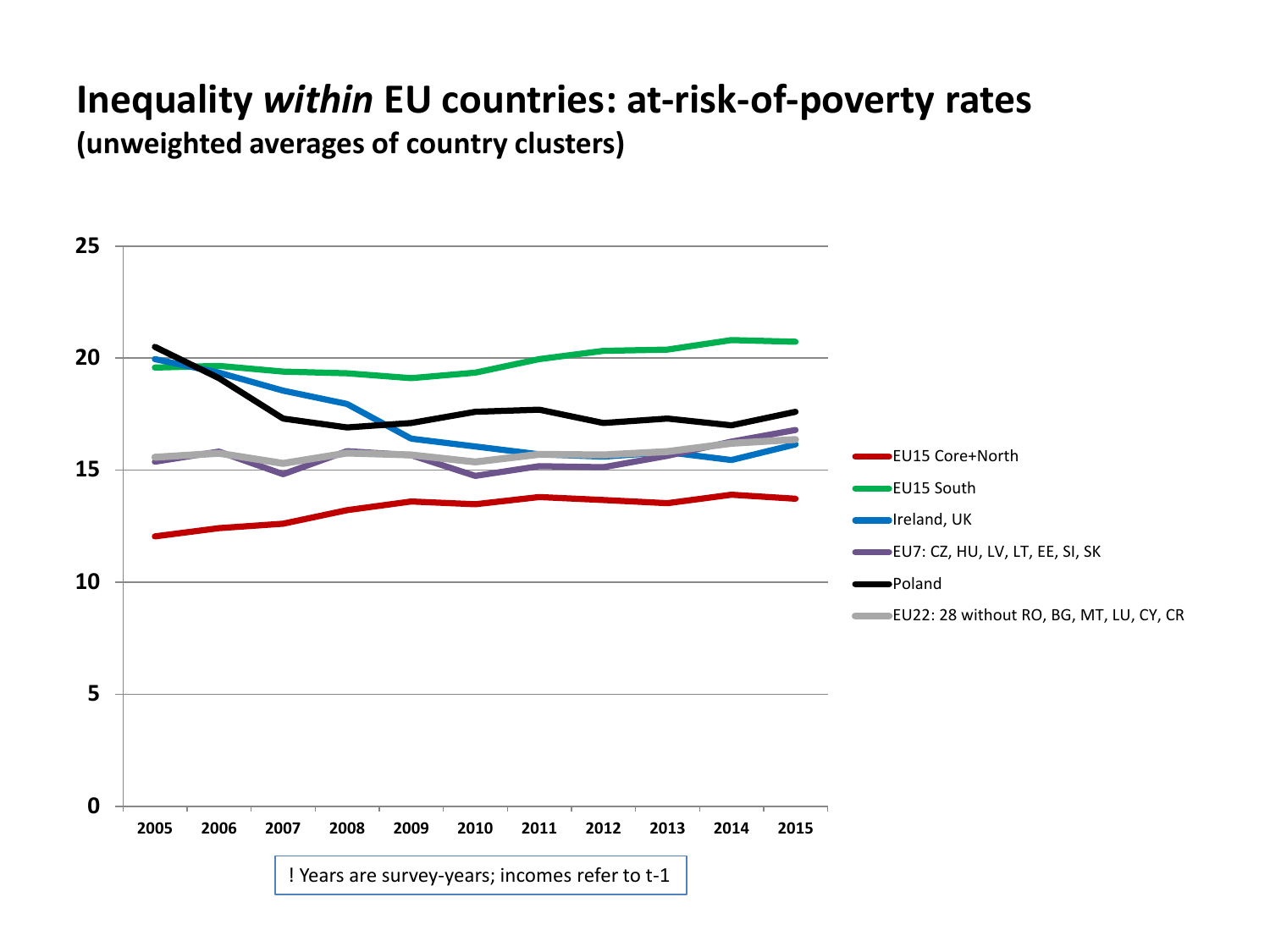# Inequality *within* EU countries: at-risk-of-poverty rates

**(unweighted averages of country clusters)**

25
20
15
10
5
0

2005 2006 2007 2008 2009 2010 2011 2012 2013 2014 2015

EU15 Core+North

EU15 South

Ireland, UK

EU7: CZ, HU, LV, LT, EE, SI, SK

Poland

EU22: 28 without RO, BG, MT, LU, CY, CR

! Years are survey-years; incomes refer to t-1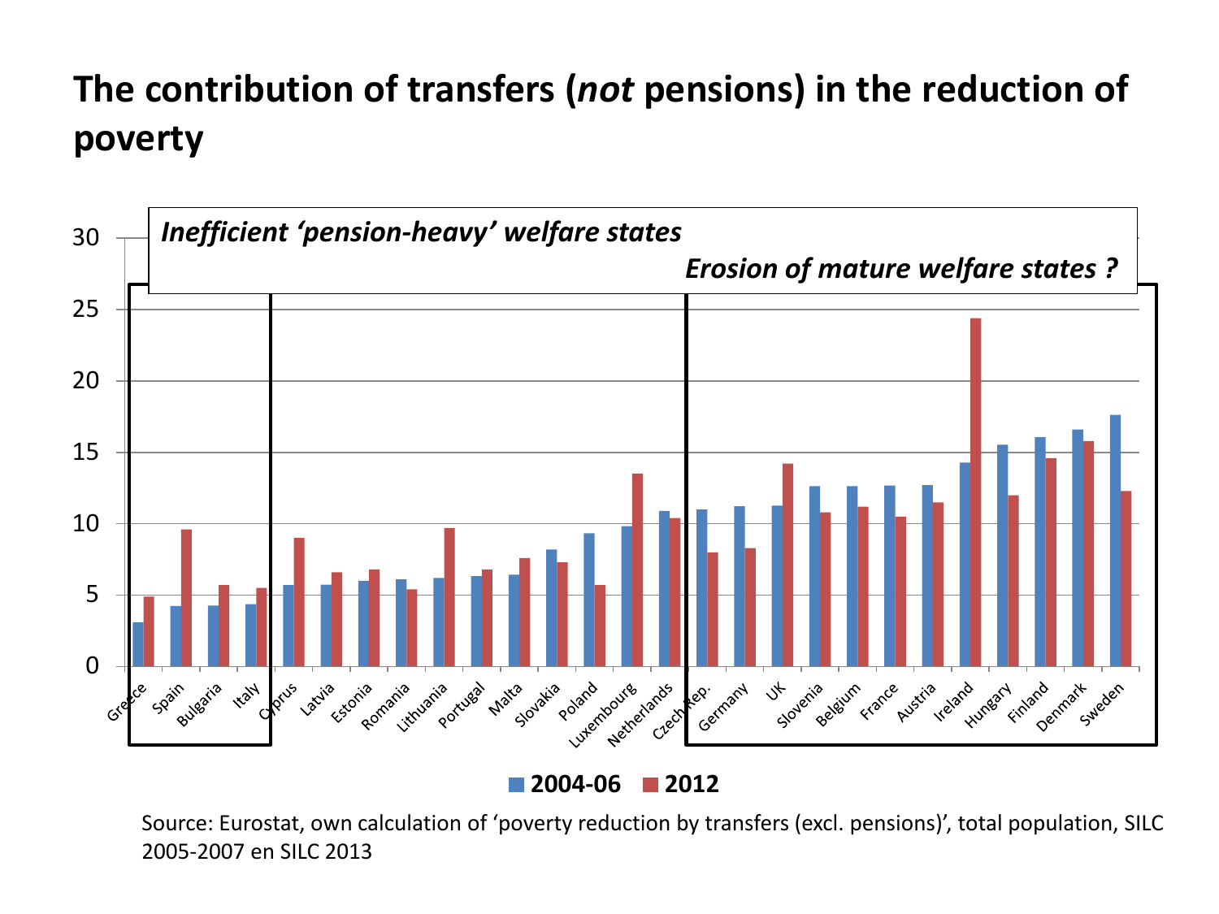# The contribution of transfers (*not* pensions) in the reduction of poverty

*Inefficient 'pension-heavy' welfare states*

*Erosion of mature welfare states ?*

| Country | 2004-06 | 2012 |
|---|---|---|
| Greece | 3.1 | 4.9 |
| Spain | 4.2 | 9.6 |
| Bulgaria | 4.3 | 5.7 |
| Italy | 4.4 | 5.5 |
| Cyprus | 5.7 | 9.0 |
| Latvia | 5.7 | 6.6 |
| Estonia | 6.0 | 6.8 |
| Romania | 6.1 | 5.4 |
| Lithuania | 6.2 | 9.7 |
| Portugal | 6.3 | 6.8 |
| Malta | 6.4 | 7.6 |
| Slovakia | 8.2 | 7.3 |
| Poland | 9.3 | 5.7 |
| Luxembourg | 9.8 | 13.5 |
| Netherlands | 10.9 | 10.4 |
| Czech Rep. | 11.0 | 8.0 |
| Germany | 11.2 | 8.3 |
| UK | 11.3 | 14.2 |
| Slovenia | 12.6 | 10.8 |
| Belgium | 12.6 | 11.2 |
| France | 12.7 | 10.5 |
| Austria | 12.7 | 11.5 |
| Ireland | 14.3 | 24.4 |
| Hungary | 15.5 | 12.0 |
| Finland | 16.1 | 14.6 |
| Denmark | 16.6 | 15.8 |
| Sweden | 17.6 | 12.3 |

Source: Eurostat, own calculation of 'poverty reduction by transfers (excl. pensions)', total population, SILC 2005-2007 en SILC 2013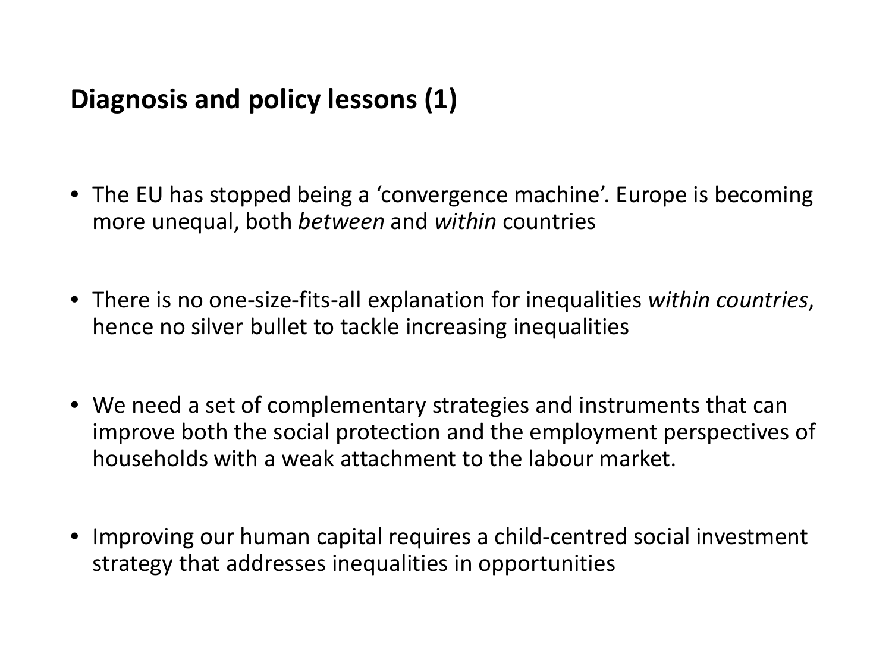## Diagnosis and policy lessons (1)

- The EU has stopped being a 'convergence machine'. Europe is becoming more unequal, both *between* and *within* countries
- There is no one-size-fits-all explanation for inequalities *within countries*, hence no silver bullet to tackle increasing inequalities
- We need a set of complementary strategies and instruments that can improve both the social protection and the employment perspectives of households with a weak attachment to the labour market.
- Improving our human capital requires a child-centred social investment strategy that addresses inequalities in opportunities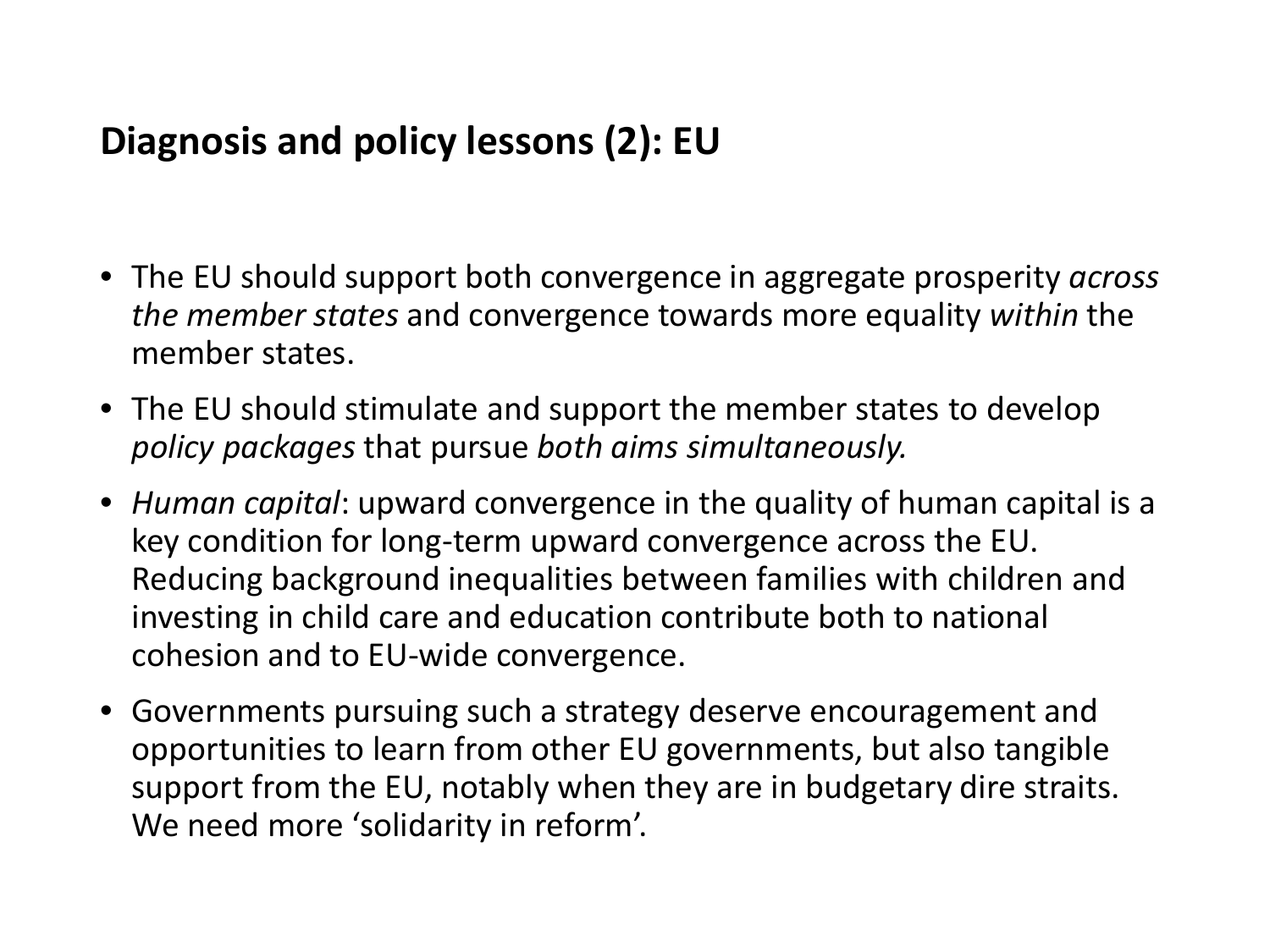## Diagnosis and policy lessons (2): EU

- The EU should support both convergence in aggregate prosperity *across the member states* and convergence towards more equality *within* the member states.
- The EU should stimulate and support the member states to develop *policy packages* that pursue *both aims simultaneously.*
- *Human capital*: upward convergence in the quality of human capital is a key condition for long-term upward convergence across the EU. Reducing background inequalities between families with children and investing in child care and education contribute both to national cohesion and to EU-wide convergence.
- Governments pursuing such a strategy deserve encouragement and opportunities to learn from other EU governments, but also tangible support from the EU, notably when they are in budgetary dire straits. We need more 'solidarity in reform'.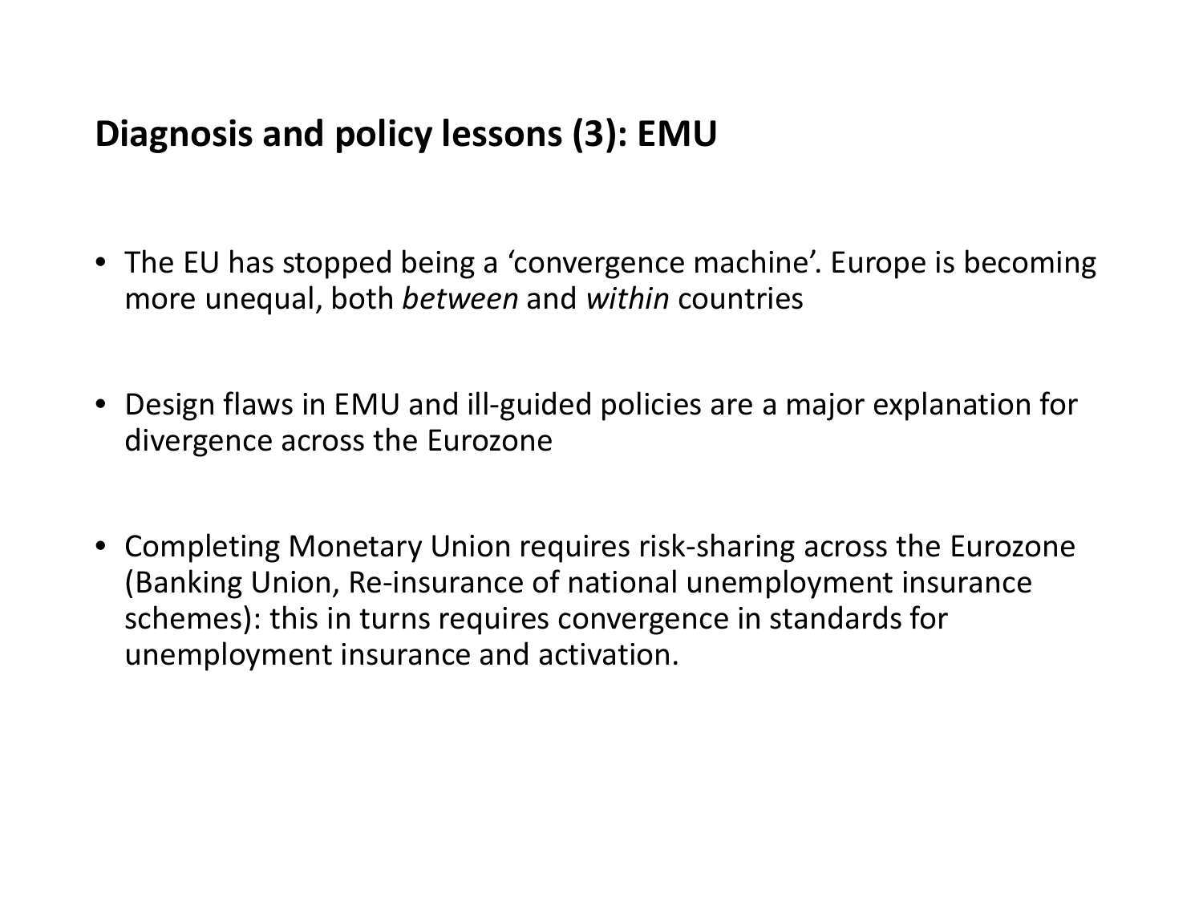## Diagnosis and policy lessons (3): EMU

- The EU has stopped being a 'convergence machine'. Europe is becoming more unequal, both *between* and *within* countries

- Design flaws in EMU and ill-guided policies are a major explanation for divergence across the Eurozone

- Completing Monetary Union requires risk-sharing across the Eurozone (Banking Union, Re-insurance of national unemployment insurance schemes): this in turns requires convergence in standards for unemployment insurance and activation.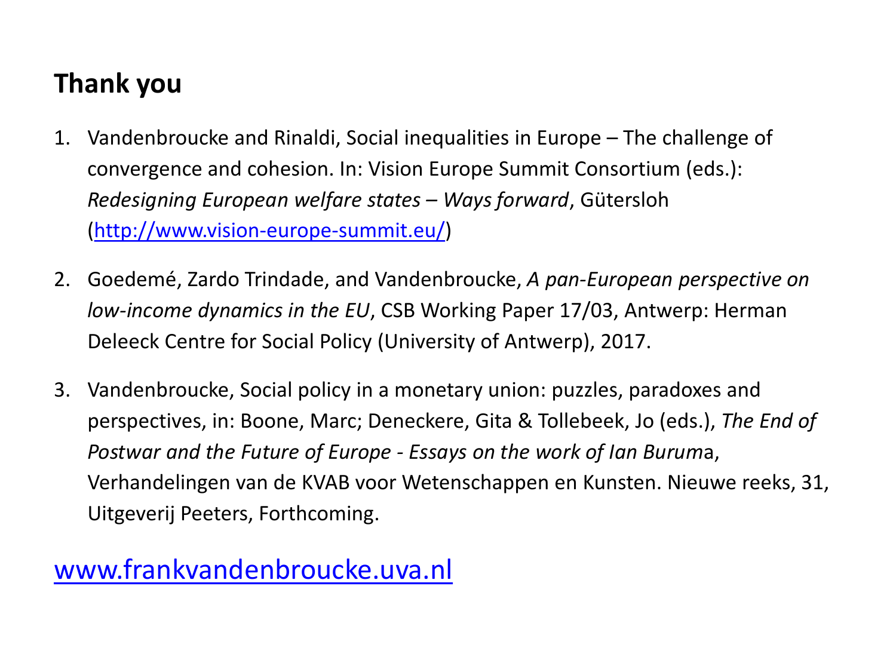## Thank you

1. Vandenbroucke and Rinaldi, Social inequalities in Europe – The challenge of convergence and cohesion. In: Vision Europe Summit Consortium (eds.): *Redesigning European welfare states – Ways forward*, Gütersloh (http://www.vision-europe-summit.eu/)

2. Goedemé, Zardo Trindade, and Vandenbroucke, *A pan-European perspective on low-income dynamics in the EU*, CSB Working Paper 17/03, Antwerp: Herman Deleeck Centre for Social Policy (University of Antwerp), 2017.

3. Vandenbroucke, Social policy in a monetary union: puzzles, paradoxes and perspectives, in: Boone, Marc; Deneckere, Gita & Tollebeek, Jo (eds.), *The End of Postwar and the Future of Europe - Essays on the work of Ian Burum*a, Verhandelingen van de KVAB voor Wetenschappen en Kunsten. Nieuwe reeks, 31, Uitgeverij Peeters, Forthcoming.

www.frankvandenbroucke.uva.nl